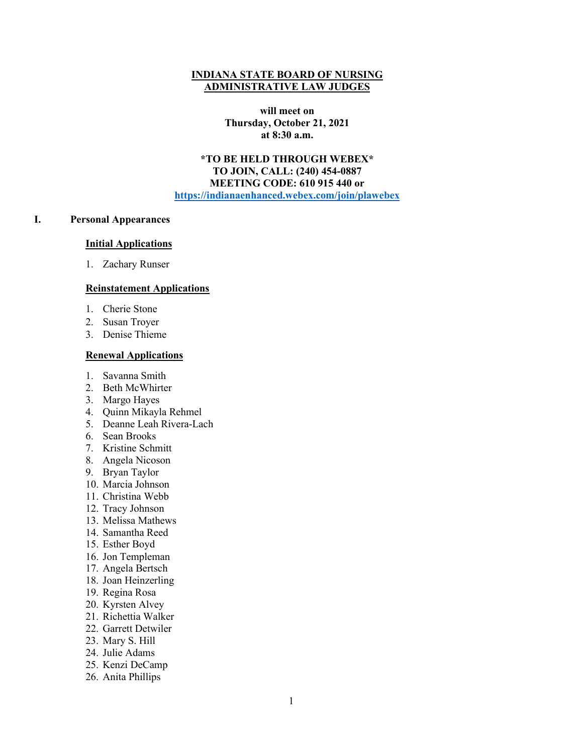# INDIANA STATE BOARD OF NURSING
# ADMINISTRATIVE LAW JUDGES

**will meet on**
**Thursday, October 21, 2021**
**at 8:30 a.m.**

**\*TO BE HELD THROUGH WEBEX\***
**TO JOIN, CALL: (240) 454-0887**
**MEETING CODE: 610 915 440 or**
**https://indianaenhanced.webex.com/join/plawebex**

## I. Personal Appearances

### Initial Applications

1. Zachary Runser

### Reinstatement Applications

1. Cherie Stone
2. Susan Troyer
3. Denise Thieme

### Renewal Applications

1. Savanna Smith
2. Beth McWhirter
3. Margo Hayes
4. Quinn Mikayla Rehmel
5. Deanne Leah Rivera-Lach
6. Sean Brooks
7. Kristine Schmitt
8. Angela Nicoson
9. Bryan Taylor
10. Marcia Johnson
11. Christina Webb
12. Tracy Johnson
13. Melissa Mathews
14. Samantha Reed
15. Esther Boyd
16. Jon Templeman
17. Angela Bertsch
18. Joan Heinzerling
19. Regina Rosa
20. Kyrsten Alvey
21. Richettia Walker
22. Garrett Detwiler
23. Mary S. Hill
24. Julie Adams
25. Kenzi DeCamp
26. Anita Phillips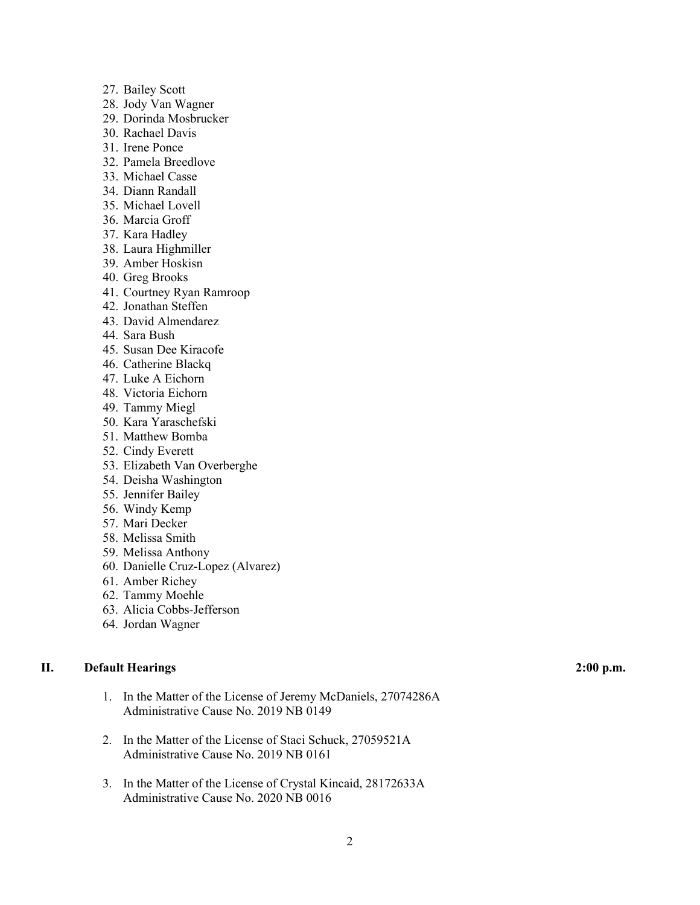27. Bailey Scott
28. Jody Van Wagner
29. Dorinda Mosbrucker
30. Rachael Davis
31. Irene Ponce
32. Pamela Breedlove
33. Michael Casse
34. Diann Randall
35. Michael Lovell
36. Marcia Groff
37. Kara Hadley
38. Laura Highmiller
39. Amber Hoskisn
40. Greg Brooks
41. Courtney Ryan Ramroop
42. Jonathan Steffen
43. David Almendarez
44. Sara Bush
45. Susan Dee Kiracofe
46. Catherine Blackq
47. Luke A Eichorn
48. Victoria Eichorn
49. Tammy Miegl
50. Kara Yaraschefski
51. Matthew Bomba
52. Cindy Everett
53. Elizabeth Van Overberghe
54. Deisha Washington
55. Jennifer Bailey
56. Windy Kemp
57. Mari Decker
58. Melissa Smith
59. Melissa Anthony
60. Danielle Cruz-Lopez (Alvarez)
61. Amber Richey
62. Tammy Moehle
63. Alicia Cobbs-Jefferson
64. Jordan Wagner

## II. Default Hearings — 2:00 p.m.

1. In the Matter of the License of Jeremy McDaniels, 27074286A
   Administrative Cause No. 2019 NB 0149

2. In the Matter of the License of Staci Schuck, 27059521A
   Administrative Cause No. 2019 NB 0161

3. In the Matter of the License of Crystal Kincaid, 28172633A
   Administrative Cause No. 2020 NB 0016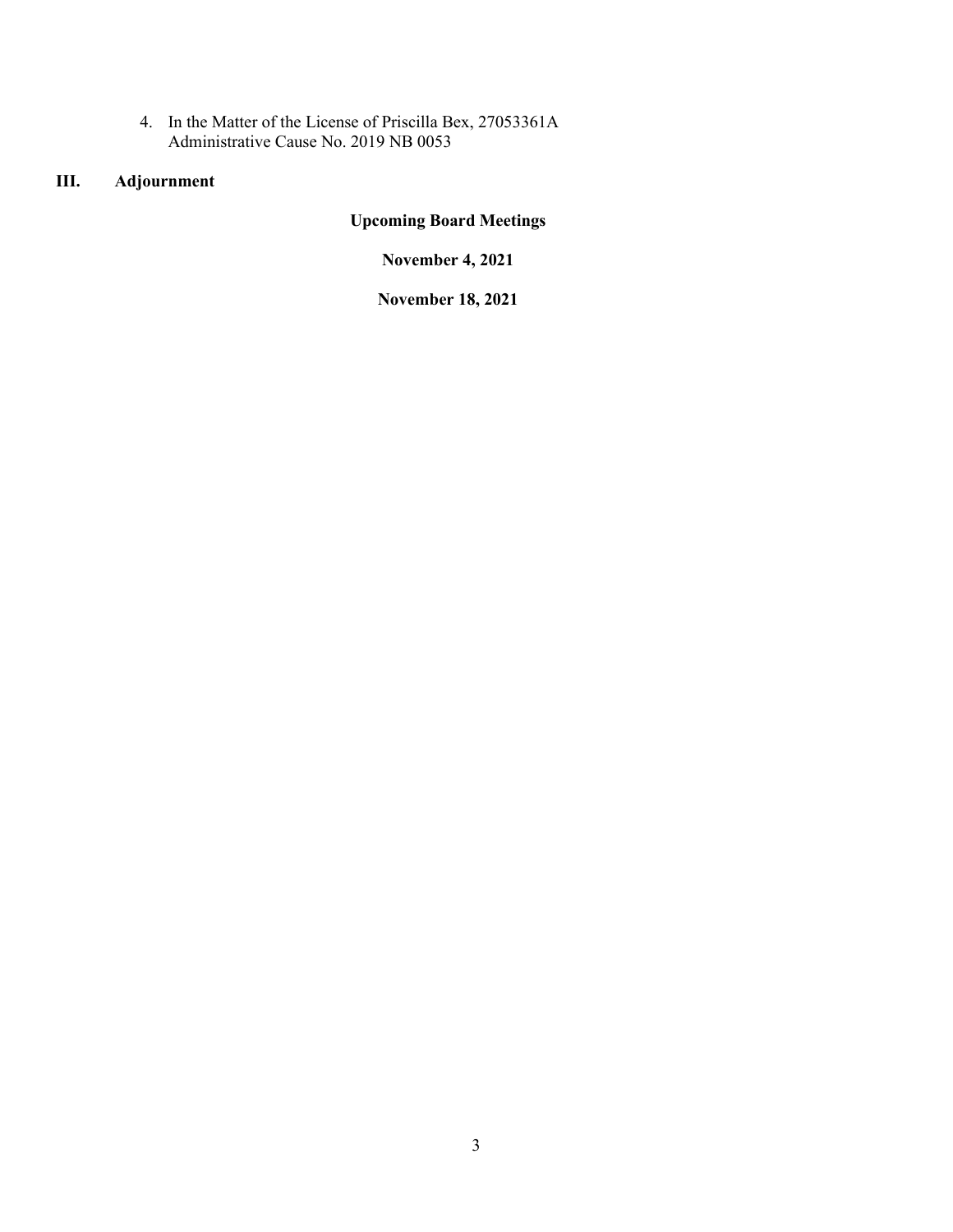4. In the Matter of the License of Priscilla Bex, 27053361A
   Administrative Cause No. 2019 NB 0053

## III. Adjournment

**Upcoming Board Meetings**

**November 4, 2021**

**November 18, 2021**